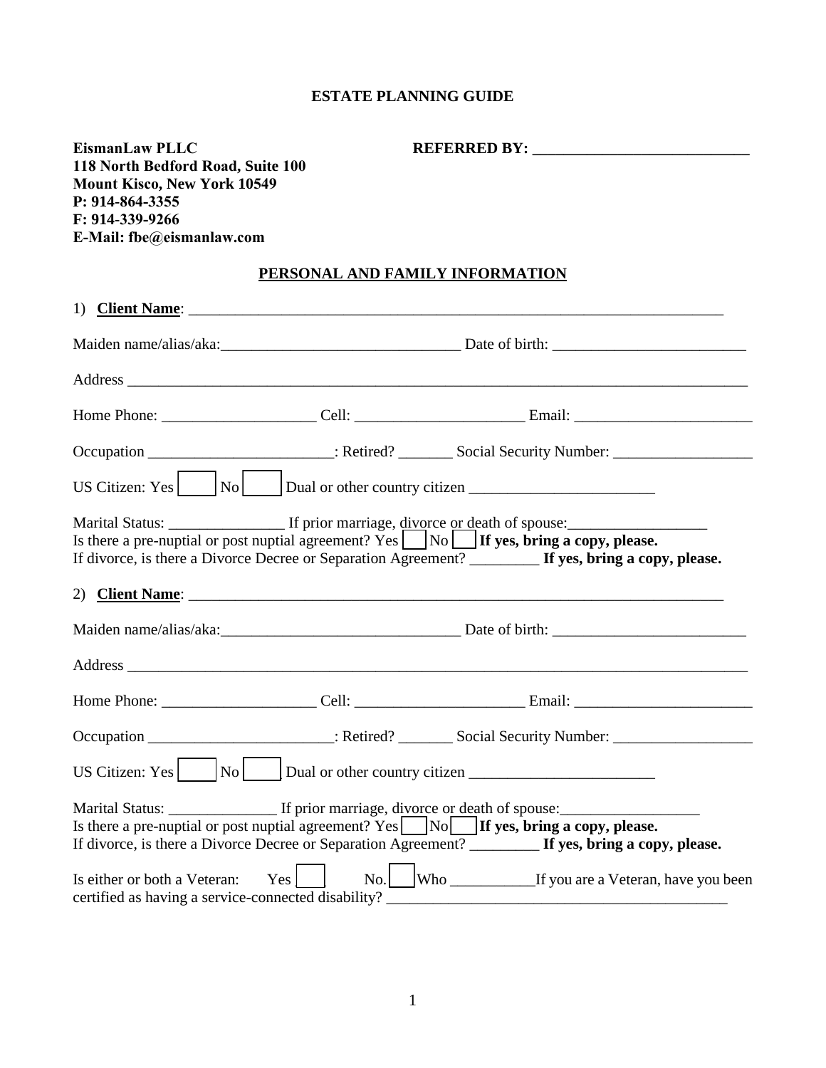# ESTATE PLANNING GUIDE

**EismanLaw PLLC**
**118 North Bedford Road, Suite 100**
**Mount Kisco, New York 10549**
**P: 914-864-3355**
**F: 914-339-9266**
**E-Mail: fbe@eismanlaw.com**

**REFERRED BY: ____________________________**

## PERSONAL AND FAMILY INFORMATION

1) **Client Name**: ________________________________________________________________________

Maiden name/alias/aka:_______________________________ Date of birth: _________________________

Address ___________________________________________________________________________________

Home Phone: ____________________ Cell: ______________________ Email: _______________________

Occupation ________________________: Retired? _______ Social Security Number: __________________

US Citizen: Yes ☐ No ☐ Dual or other country citizen ________________________

Marital Status: _______________ If prior marriage, divorce or death of spouse:__________________
Is there a pre-nuptial or post nuptial agreement? Yes ☐ No ☐ **If yes, bring a copy, please.**
If divorce, is there a Divorce Decree or Separation Agreement? _________ **If yes, bring a copy, please.**

2) **Client Name**: ________________________________________________________________________

Maiden name/alias/aka:_______________________________ Date of birth: _________________________

Address ___________________________________________________________________________________

Home Phone: ____________________ Cell: ______________________ Email: _______________________

Occupation ________________________: Retired? _______ Social Security Number: __________________

US Citizen: Yes ☐ No ☐ Dual or other country citizen ________________________

Marital Status: ______________ If prior marriage, divorce or death of spouse:__________________
Is there a pre-nuptial or post nuptial agreement? Yes ☐ No ☐ **If yes, bring a copy, please.**
If divorce, is there a Divorce Decree or Separation Agreement? _________ **If yes, bring a copy, please.**

Is either or both a Veteran: Yes ☐ No. ☐ Who ___________If you are a Veteran, have you been certified as having a service-connected disability? ____________________________________________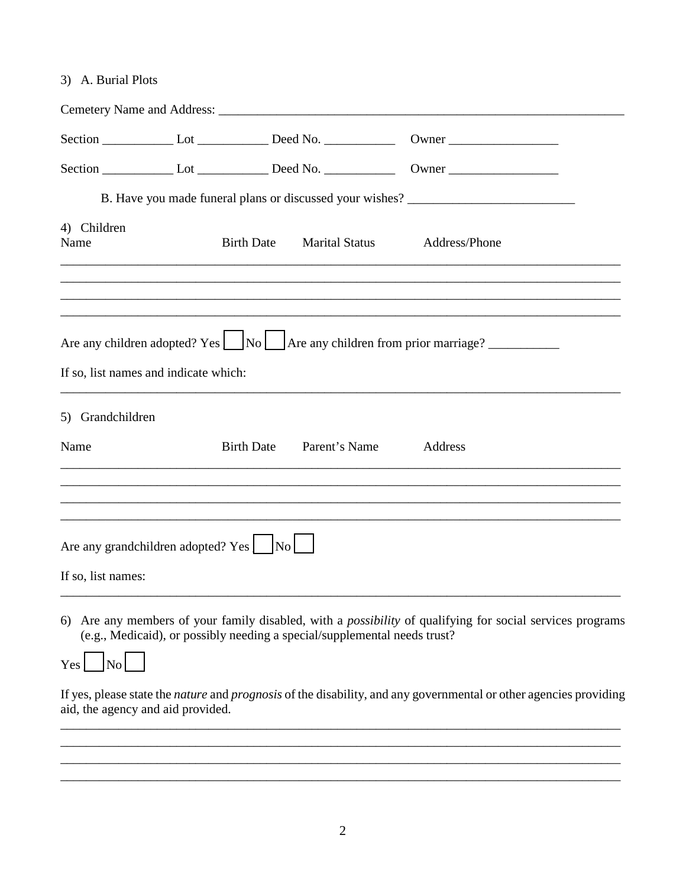3) A. Burial Plots

Cemetery Name and Address: ___________________________________________________________________

Section ___________ Lot ___________ Deed No. ___________ Owner _________________

Section ___________ Lot ___________ Deed No. ___________ Owner _________________

B. Have you made funeral plans or discussed your wishes? __________________________

4) Children

| Name | Birth Date | Marital Status | Address/Phone |
|---|---|---|---|
| | | | |
| | | | |
| | | | |
| | | | |

Are any children adopted? Yes ☐ No ☐ Are any children from prior marriage? ___________

If so, list names and indicate which:

_____________________________________________________________________________________

5) Grandchildren

| Name | Birth Date | Parent's Name | Address |
|---|---|---|---|
| | | | |
| | | | |
| | | | |
| | | | |

Are any grandchildren adopted? Yes ☐ No ☐

If so, list names:

_____________________________________________________________________________________

6) Are any members of your family disabled, with a *possibility* of qualifying for social services programs (e.g., Medicaid), or possibly needing a special/supplemental needs trust?

Yes ☐ No ☐

If yes, please state the *nature* and *prognosis* of the disability, and any governmental or other agencies providing aid, the agency and aid provided.

_____________________________________________________________________________________

_____________________________________________________________________________________

_____________________________________________________________________________________

_____________________________________________________________________________________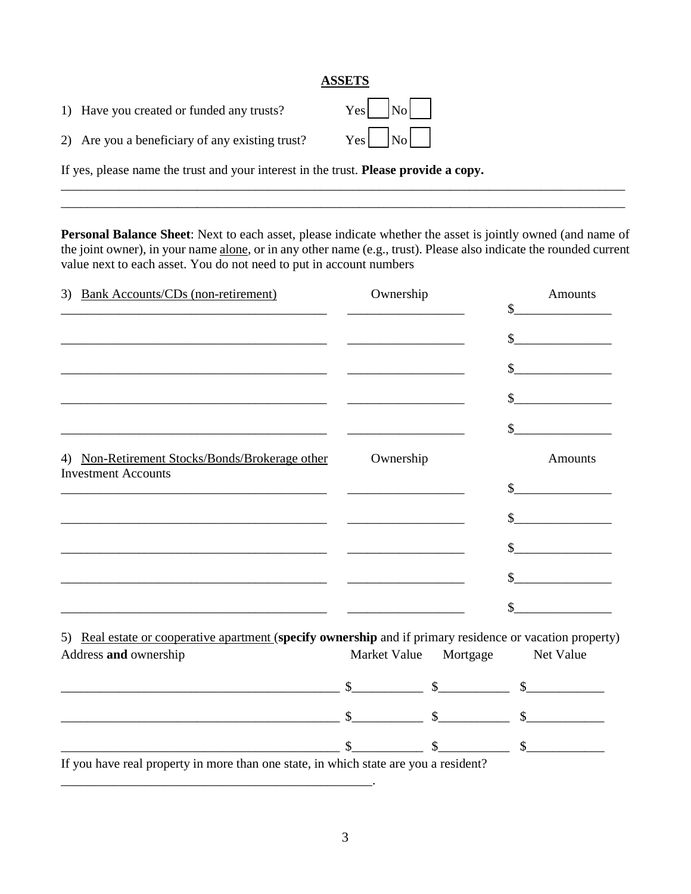## ASSETS

1) Have you created or funded any trusts? Yes ☐ No ☐

2) Are you a beneficiary of any existing trust? Yes ☐ No ☐

If yes, please name the trust and your interest in the trust. **Please provide a copy.**

______________________________________________________________________________________

______________________________________________________________________________________

**Personal Balance Sheet**: Next to each asset, please indicate whether the asset is jointly owned (and name of the joint owner), in your name alone, or in any other name (e.g., trust). Please also indicate the rounded current value next to each asset. You do not need to put in account numbers

| 3) Bank Accounts/CDs (non-retirement) | Ownership | Amounts |
|---|---|---|
| ________________________________ | ______________ | $____________ |
| ________________________________ | ______________ | $____________ |
| ________________________________ | ______________ | $____________ |
| ________________________________ | ______________ | $____________ |
| ________________________________ | ______________ | $____________ |

| 4) Non-Retirement Stocks/Bonds/Brokerage other Investment Accounts | Ownership | Amounts |
|---|---|---|
| ________________________________ | ______________ | $____________ |
| ________________________________ | ______________ | $____________ |
| ________________________________ | ______________ | $____________ |
| ________________________________ | ______________ | $____________ |
| ________________________________ | ______________ | $____________ |

5) Real estate or cooperative apartment (**specify ownership** and if primary residence or vacation property)

| Address **and** ownership | Market Value | Mortgage | Net Value |
|---|---|---|---|
| ________________________________ | $__________ | $__________ | $__________ |
| ________________________________ | $__________ | $__________ | $__________ |
| ________________________________ | $__________ | $__________ | $__________ |

If you have real property in more than one state, in which state are you a resident?

________________________________________.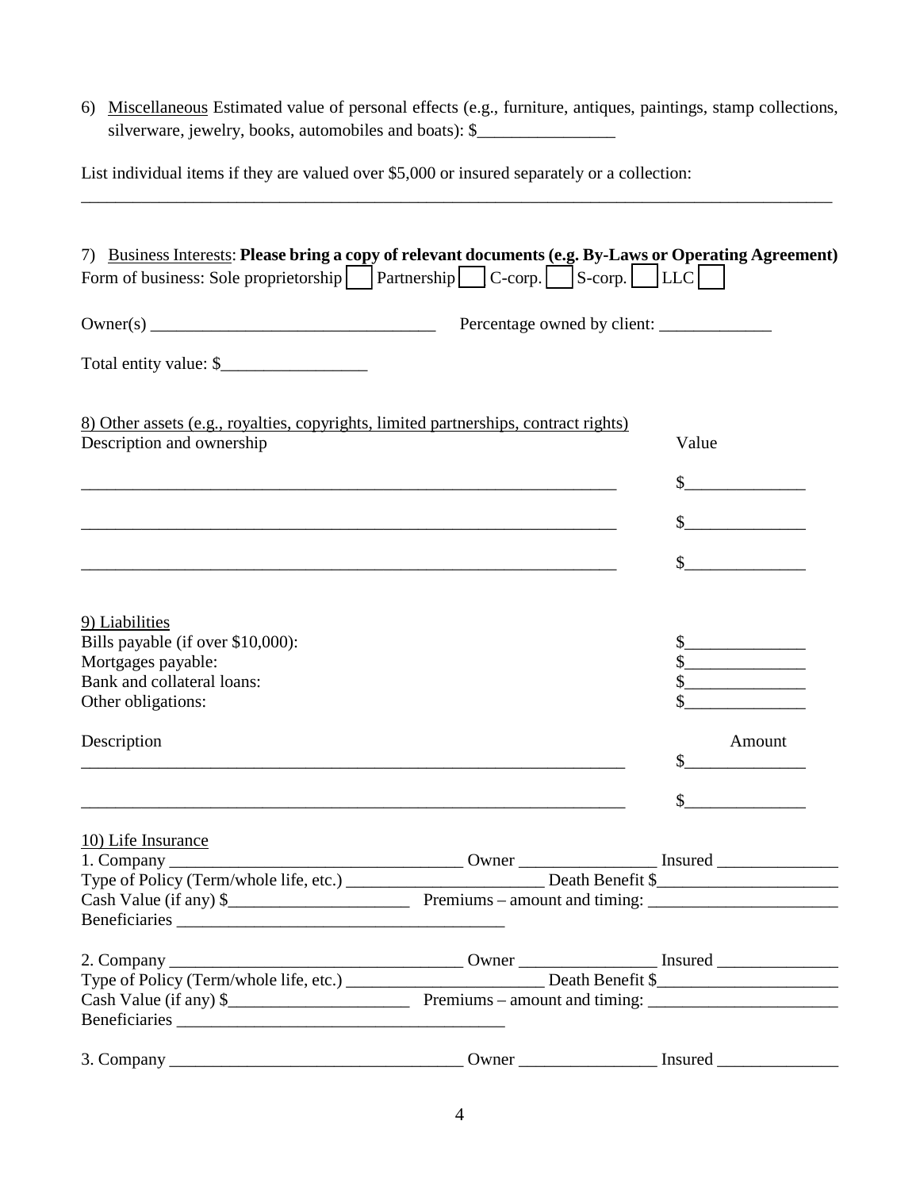6) Miscellaneous Estimated value of personal effects (e.g., furniture, antiques, paintings, stamp collections, silverware, jewelry, books, automobiles and boats): $________________

List individual items if they are valued over $5,000 or insured separately or a collection:

______________________________________________________________________________________

7) Business Interests: **Please bring a copy of relevant documents (e.g. By-Laws or Operating Agreement)**

Form of business: Sole proprietorship ☐ Partnership ☐ C-corp. ☐ S-corp. ☐ LLC ☐

Owner(s) _________________________________ Percentage owned by client: _____________

Total entity value: $_________________

8) Other assets (e.g., royalties, copyrights, limited partnerships, contract rights)

| Description and ownership | Value |
|---|---|
| _________________________________________________________________ | $______________ |
| _________________________________________________________________ | $______________ |
| _________________________________________________________________ | $______________ |

9) Liabilities

| | |
|---|---|
| Bills payable (if over $10,000): | $______________ |
| Mortgages payable: | $______________ |
| Bank and collateral loans: | $______________ |
| Other obligations: | $______________ |

| Description | Amount |
|---|---|
| _________________________________________________________________ | $______________ |
| _________________________________________________________________ | $______________ |

10) Life Insurance

1. Company __________________________________ Owner ________________ Insured ______________
Type of Policy (Term/whole life, etc.) _______________________ Death Benefit $_____________________
Cash Value (if any) $_____________________ Premiums – amount and timing: ______________________
Beneficiaries ______________________________________

2. Company __________________________________ Owner ________________ Insured ______________
Type of Policy (Term/whole life, etc.) _______________________ Death Benefit $_____________________
Cash Value (if any) $_____________________ Premiums – amount and timing: ______________________
Beneficiaries ______________________________________

3. Company __________________________________ Owner ________________ Insured ______________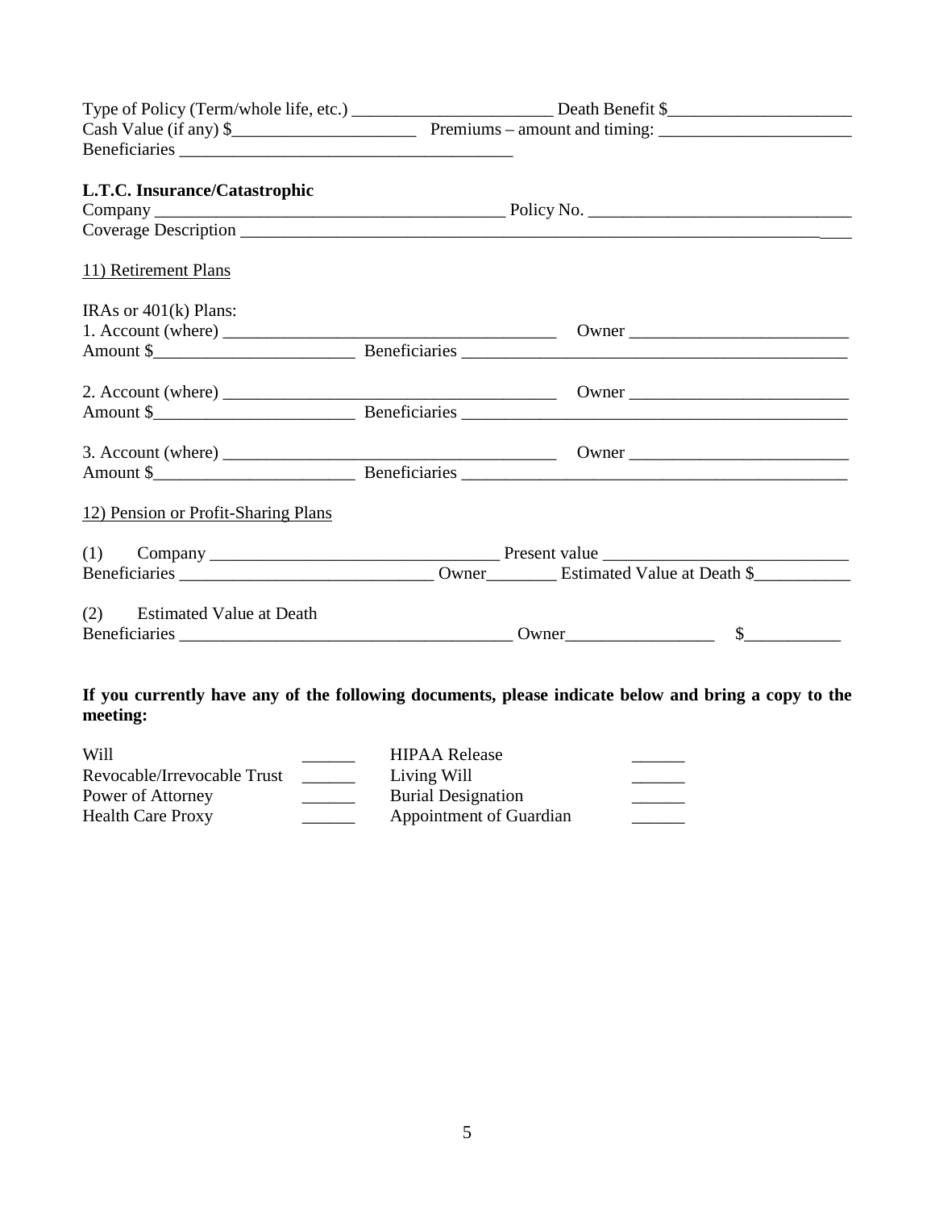Type of Policy (Term/whole life, etc.) _______________________ Death Benefit $_____________________
Cash Value (if any) $_____________________ Premiums – amount and timing: ______________________
Beneficiaries ______________________________________

**L.T.C. Insurance/Catastrophic**

Company ________________________________________ Policy No. ______________________________
Coverage Description ___________________________________________________________________________

11) Retirement Plans

IRAs or 401(k) Plans:

1. Account (where) _____________________________________ Owner _________________________
Amount $_______________________ Beneficiaries ____________________________________________

2. Account (where) _____________________________________ Owner _________________________
Amount $_______________________ Beneficiaries ____________________________________________

3. Account (where) _____________________________________ Owner _________________________
Amount $_______________________ Beneficiaries ____________________________________________

12) Pension or Profit-Sharing Plans

(1) Company _________________________________ Present value ____________________________
Beneficiaries ____________________________ Owner________ Estimated Value at Death $___________

(2) Estimated Value at Death
Beneficiaries _____________________________________ Owner_________________ $___________

**If you currently have any of the following documents, please indicate below and bring a copy to the meeting:**

| | | | |
|---|---|---|---|
| Will | ______ | HIPAA Release | ______ |
| Revocable/Irrevocable Trust | ______ | Living Will | ______ |
| Power of Attorney | ______ | Burial Designation | ______ |
| Health Care Proxy | ______ | Appointment of Guardian | ______ |